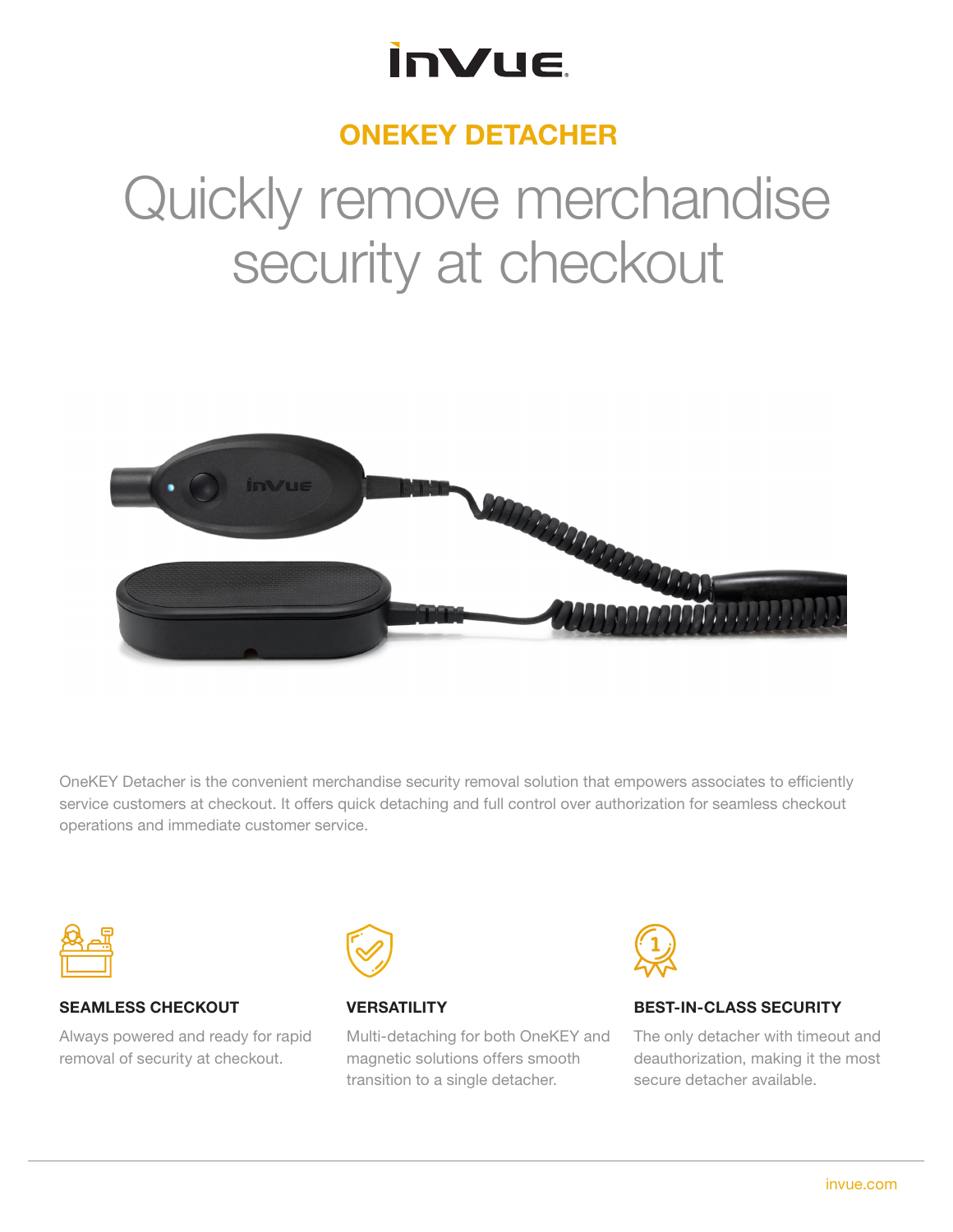# ONEKEY DETACHER

## Quickly remove merchandise security at checkout

OneKEY Detacher is the convenient merchandise security removal solution that empowers associates to efficiently service customers at checkout. It offers quick detaching and full control over authorization for seamless checkout operations and immediate customer service.

### SEAMLESS CHECKOUT

Always powered and ready for rapid removal of security at checkout.

### VERSATILITY

Multi-detaching for both OneKEY and magnetic solutions offers smooth transition to a single detacher.

### BEST-IN-CLASS SECURITY

The only detacher with timeout and deauthorization, making it the most secure detacher available.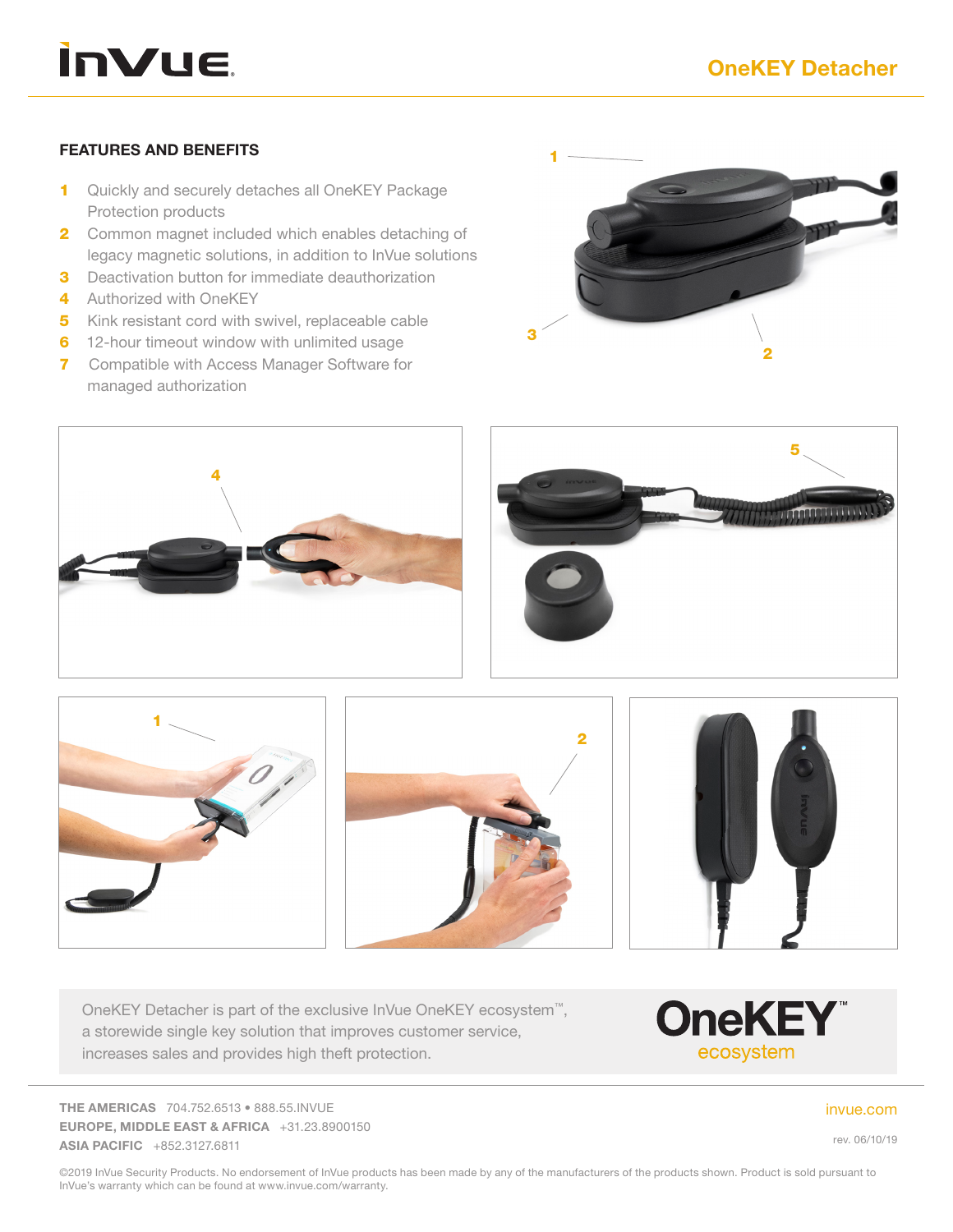# OneKEY Detacher

## FEATURES AND BENEFITS

1. Quickly and securely detaches all OneKEY Package Protection products
2. Common magnet included which enables detaching of legacy magnetic solutions, in addition to InVue solutions
3. Deactivation button for immediate deauthorization
4. Authorized with OneKEY
5. Kink resistant cord with swivel, replaceable cable
6. 12-hour timeout window with unlimited usage
7. Compatible with Access Manager Software for managed authorization

OneKEY Detacher is part of the exclusive InVue OneKEY ecosystem™, a storewide single key solution that improves customer service, increases sales and provides high theft protection.

OneKEY™ ecosystem

**THE AMERICAS** 704.752.6513 • 888.55.INVUE
**EUROPE, MIDDLE EAST & AFRICA** +31.23.8900150
**ASIA PACIFIC** +852.3127.6811

invue.com

rev. 06/10/19

©2019 InVue Security Products. No endorsement of InVue products has been made by any of the manufacturers of the products shown. Product is sold pursuant to InVue's warranty which can be found at www.invue.com/warranty.